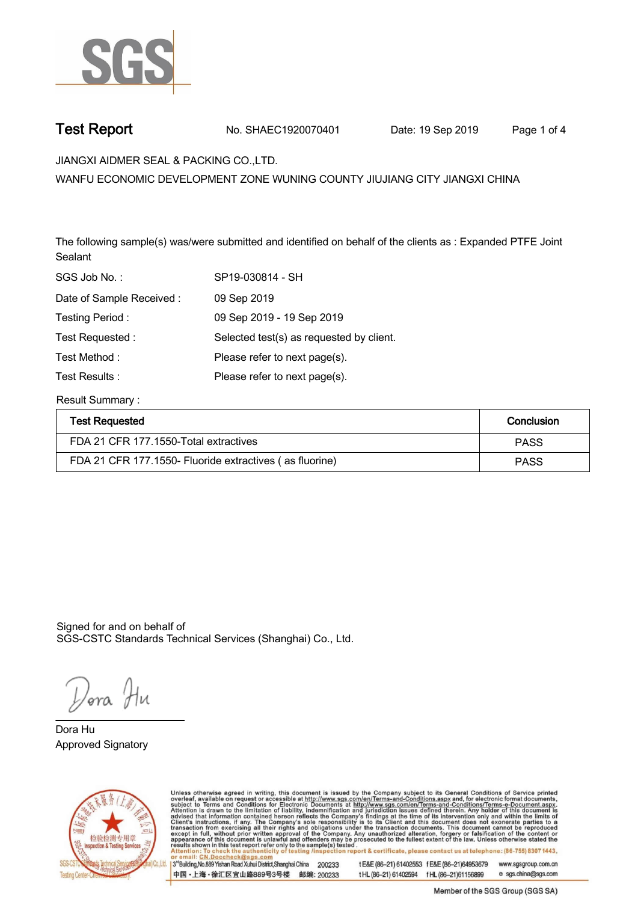SGS

# Test Report

No. SHAEC1920070401 Date: 19 Sep 2019

JIANGXI AIDMER SEAL & PACKING CO.,LTD.

WANFU ECONOMIC DEVELOPMENT ZONE WUNING COUNTY JIUJIANG CITY JIANGXI CHINA

The following sample(s) was/were submitted and identified on behalf of the clients as : Expanded PTFE Joint Sealant

| | |
|---|---|
| SGS Job No. : | SP19-030814 - SH |
| Date of Sample Received : | 09 Sep 2019 |
| Testing Period : | 09 Sep 2019 - 19 Sep 2019 |
| Test Requested : | Selected test(s) as requested by client. |
| Test Method : | Please refer to next page(s). |
| Test Results : | Please refer to next page(s). |

Result Summary :

| Test Requested | Conclusion |
|---|---|
| FDA 21 CFR 177.1550-Total extractives | PASS |
| FDA 21 CFR 177.1550- Fluoride extractives ( as fluorine) | PASS |

Signed for and on behalf of
SGS-CSTC Standards Technical Services (Shanghai) Co., Ltd.

Dora Hu
Approved Signatory

Unless otherwise agreed in writing, this document is issued by the Company subject to its General Conditions of Service printed overleaf, available on request or accessible at http://www.sgs.com/en/Terms-and-Conditions.aspx and, for electronic format documents, subject to Terms and Conditions for Electronic Documents at http://www.sgs.com/en/Terms-and-Conditions/Terms-e-Document.aspx. Attention is drawn to the limitation of liability, indemnification and jurisdiction issues defined therein. Any holder of this document is advised that information contained hereon reflects the Company's findings at the time of its intervention only and within the limits of Client's instructions, if any. The Company's sole responsibility is to its Client and this document does not exonerate parties to a transaction from exercising all their rights and obligations under the transaction documents. This document cannot be reproduced except in full, without prior written approval of the Company. Any unauthorized alteration, forgery or falsification of the content or appearance of this document is unlawful and offenders may be prosecuted to the fullest extent of the law. Unless otherwise stated the results shown in this test report refer only to the sample(s) tested .
Attention: To check the authenticity of testing /inspection report & certificate, please contact us at telephone: (86-755) 8307 1443, or email: CN.Doccheck@sgs.com

3rd Building,No.889 Yishan Road Xuhui District,Shanghai China 200233 t E&E (86-21) 61402553 f E&E (86-21)64953679 www.sgsgroup.com.cn
中国・上海・徐汇区宜山路889号3号楼 邮编: 200233 t HL (86-21) 61402594 f HL (86-21)61156899 e sgs.china@sgs.com

Member of the SGS Group (SGS SA)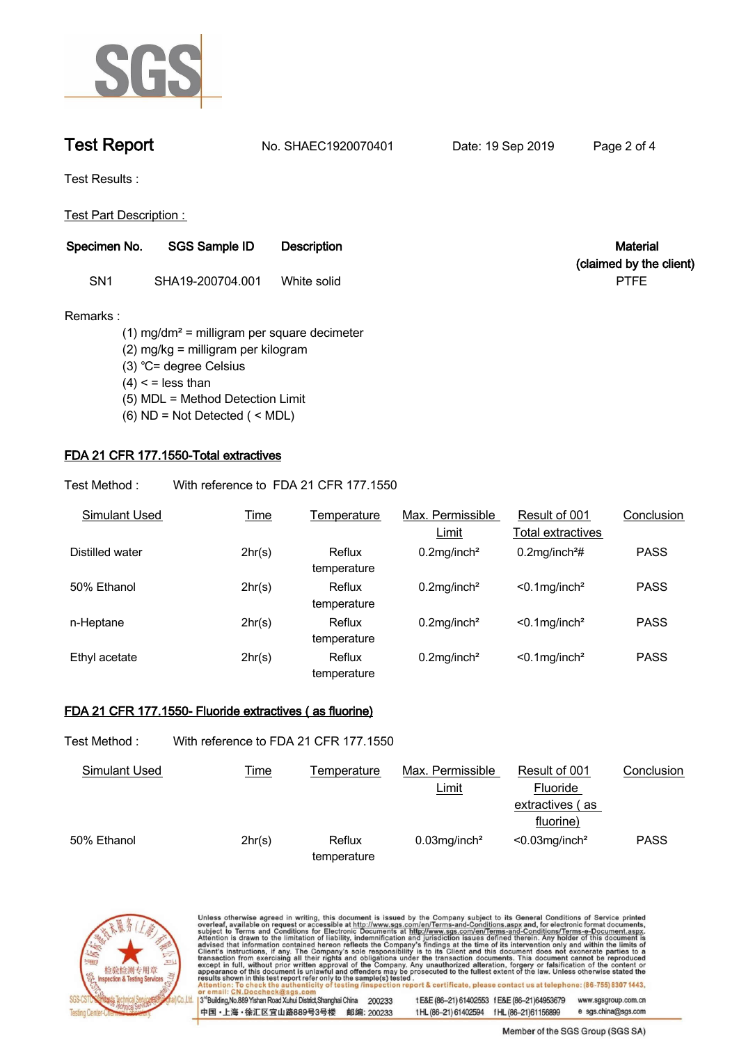# Test Report

No. SHAEC1920070401 Date: 19 Sep 2019

Test Results :

Test Part Description :

| Specimen No. | SGS Sample ID | Description | Material (claimed by the client) |
|---|---|---|---|
| SN1 | SHA19-200704.001 | White solid | PTFE |

Remarks :

(1) mg/dm² = milligram per square decimeter
(2) mg/kg = milligram per kilogram
(3) ℃= degree Celsius
(4) < = less than
(5) MDL = Method Detection Limit
(6) ND = Not Detected ( < MDL)

## FDA 21 CFR 177.1550-Total extractives

Test Method : With reference to FDA 21 CFR 177.1550

| Simulant Used | Time | Temperature | Max. Permissible Limit | Result of 001 Total extractives | Conclusion |
|---|---|---|---|---|---|
| Distilled water | 2hr(s) | Reflux temperature | 0.2mg/inch² | 0.2mg/inch²# | PASS |
| 50% Ethanol | 2hr(s) | Reflux temperature | 0.2mg/inch² | <0.1mg/inch² | PASS |
| n-Heptane | 2hr(s) | Reflux temperature | 0.2mg/inch² | <0.1mg/inch² | PASS |
| Ethyl acetate | 2hr(s) | Reflux temperature | 0.2mg/inch² | <0.1mg/inch² | PASS |

## FDA 21 CFR 177.1550- Fluoride extractives ( as fluorine)

Test Method : With reference to FDA 21 CFR 177.1550

| Simulant Used | Time | Temperature | Max. Permissible Limit | Result of 001 Fluoride extractives ( as fluorine) | Conclusion |
|---|---|---|---|---|---|
| 50% Ethanol | 2hr(s) | Reflux temperature | 0.03mg/inch² | <0.03mg/inch² | PASS |

Unless otherwise agreed in writing, this document is issued by the Company subject to its General Conditions of Service printed overleaf, available on request or accessible at http://www.sgs.com/en/Terms-and-Conditions.aspx and, for electronic format documents, subject to Terms and Conditions for Electronic Documents at http://www.sgs.com/en/Terms-and-Conditions/Terms-e-Document.aspx. Attention is drawn to the limitation of liability, indemnification and jurisdiction issues defined therein. Any holder of this document is advised that information contained hereon reflects the Company's findings at the time of its intervention only and within the limits of Client's instructions, if any. The Company's sole responsibility is to its Client and this document does not exonerate parties to a transaction from exercising all their rights and obligations under the transaction documents. This document cannot be reproduced except in full, without prior written approval of the Company. Any unauthorized alteration, forgery or falsification of the content or appearance of this document is unlawful and offenders may be prosecuted to the fullest extent of the law. Unless otherwise stated the results shown in this test report refer only to the sample(s) tested.
Attention: To check the authenticity of testing /inspection report & certificate, please contact us at telephone: (86-755) 8307 1443, or email: CN.Doccheck@sgs.com

3rd Building,No.889 Yishan Road Xuhui District,Shanghai China 200233 t E&E (86–21) 61402553 f E&E (86–21)64953679 www.sgsgroup.com.cn
中国・上海・徐汇区宜山路889号3号楼 邮编: 200233 t HL (86–21) 61402594 f HL (86–21)61156899 e sgs.china@sgs.com

Member of the SGS Group (SGS SA)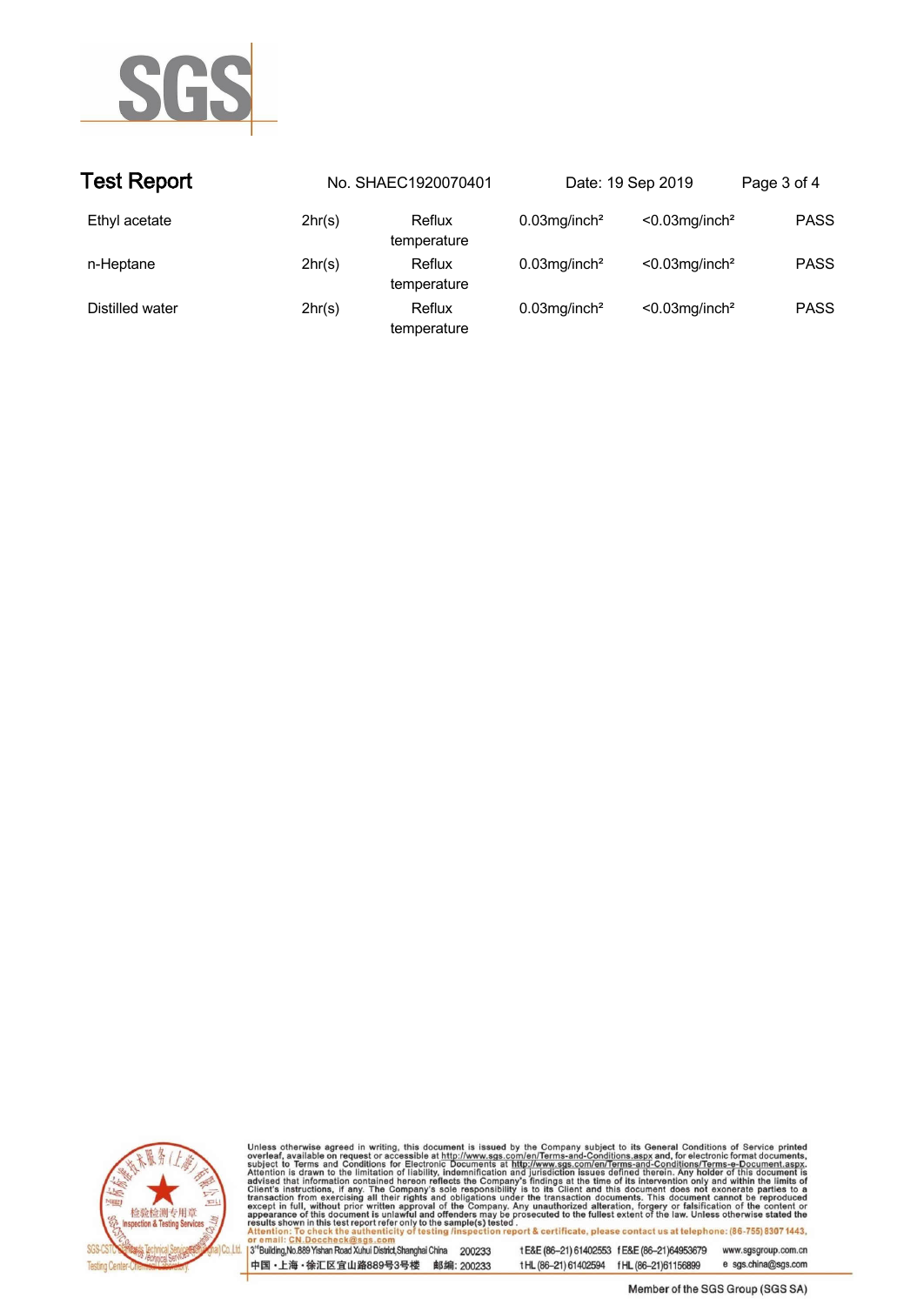# Test Report

No. SHAEC1920070401 Date: 19 Sep 2019

| | | | | | |
|---|---|---|---|---|---|
| Ethyl acetate | 2hr(s) | Reflux temperature | 0.03mg/inch² | <0.03mg/inch² | PASS |
| n-Heptane | 2hr(s) | Reflux temperature | 0.03mg/inch² | <0.03mg/inch² | PASS |
| Distilled water | 2hr(s) | Reflux temperature | 0.03mg/inch² | <0.03mg/inch² | PASS |

Unless otherwise agreed in writing, this document is issued by the Company subject to its General Conditions of Service printed overleaf, available on request or accessible at http://www.sgs.com/en/Terms-and-Conditions.aspx and, for electronic format documents, subject to Terms and Conditions for Electronic Documents at http://www.sgs.com/en/Terms-and-Conditions/Terms-e-Document.aspx. Attention is drawn to the limitation of liability, indemnification and jurisdiction issues defined therein. Any holder of this document is advised that information contained hereon reflects the Company's findings at the time of its intervention only and within the limits of Client's instructions, if any. The Company's sole responsibility is to its Client and this document does not exonerate parties to a transaction from exercising all their rights and obligations under the transaction documents. This document cannot be reproduced except in full, without prior written approval of the Company. Any unauthorized alteration, forgery or falsification of the content or appearance of this document is unlawful and offenders may be prosecuted to the fullest extent of the law. Unless otherwise stated the results shown in this test report refer only to the sample(s) tested.
Attention: To check the authenticity of testing /inspection report & certificate, please contact us at telephone: (86-755) 8307 1443, or email: CN.Doccheck@sgs.com

3rd Building, No.889 Yishan Road Xuhui District, Shanghai China 200233 t E&E (86–21) 61402553 f E&E (86–21)64953679 www.sgsgroup.com.cn
中国・上海・徐汇区宜山路889号3号楼 邮编: 200233 t HL (86–21) 61402594 f HL (86–21)61156899 e sgs.china@sgs.com

Member of the SGS Group (SGS SA)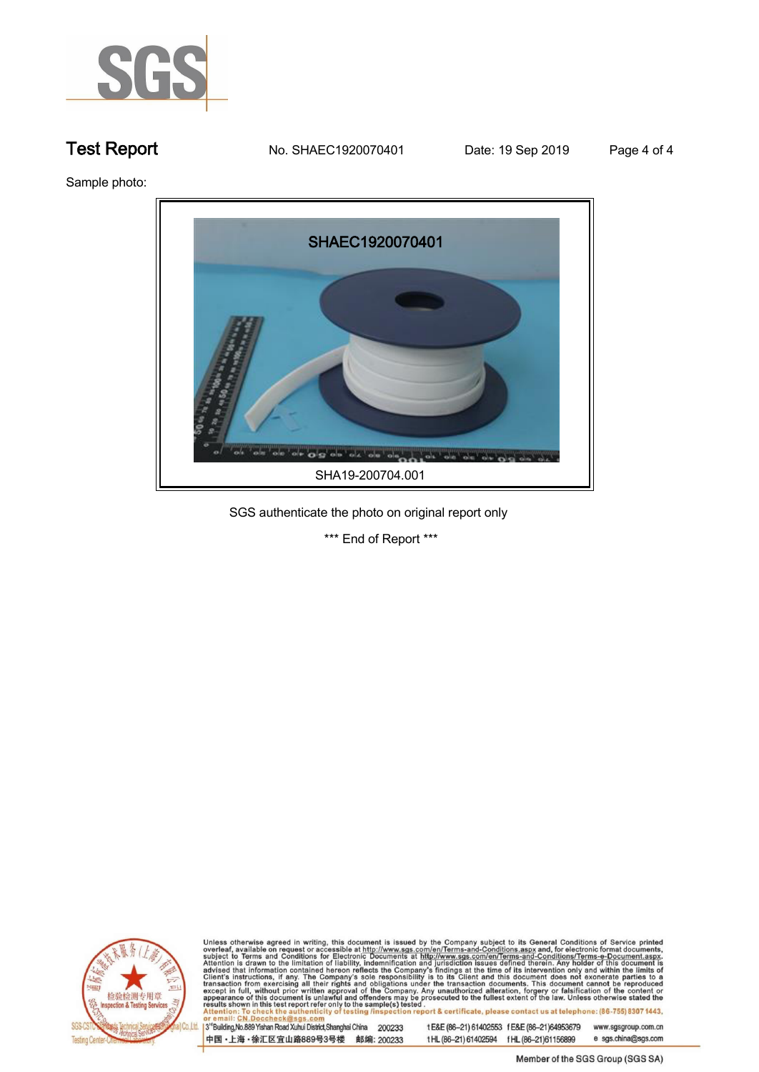Sample photo:

SHAEC1920070401

SHA19-200704.001

SGS authenticate the photo on original report only

*** End of Report ***